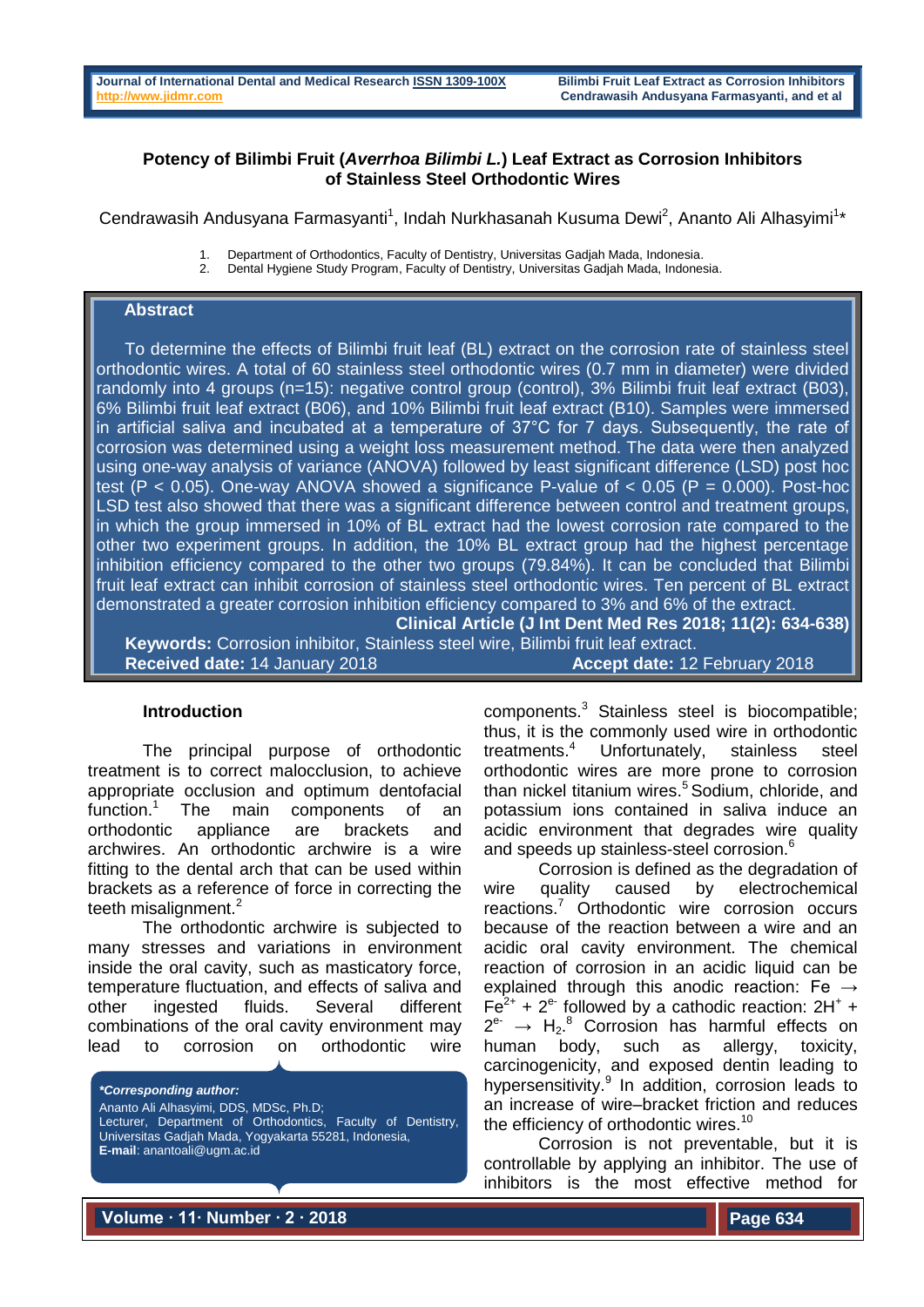# Potency of Bilimbi Fruit (*Averrhoa Bilimbi L.*) Leaf Extract as Corrosion Inhibitors of Stainless Steel Orthodontic Wires

Cendrawasih Andusyana Farmasyanti[1], Indah Nurkhasanah Kusuma Dewi[2], Ananto Ali Alhasyimi[1]*

1. Department of Orthodontics, Faculty of Dentistry, Universitas Gadjah Mada, Indonesia.
2. Dental Hygiene Study Program, Faculty of Dentistry, Universitas Gadjah Mada, Indonesia.

## Abstract

To determine the effects of Bilimbi fruit leaf (BL) extract on the corrosion rate of stainless steel orthodontic wires. A total of 60 stainless steel orthodontic wires (0.7 mm in diameter) were divided randomly into 4 groups (n=15): negative control group (control), 3% Bilimbi fruit leaf extract (B03), 6% Bilimbi fruit leaf extract (B06), and 10% Bilimbi fruit leaf extract (B10). Samples were immersed in artificial saliva and incubated at a temperature of 37°C for 7 days. Subsequently, the rate of corrosion was determined using a weight loss measurement method. The data were then analyzed using one-way analysis of variance (ANOVA) followed by least significant difference (LSD) post hoc test ($P < 0.05$). One-way ANOVA showed a significance P-value of $< 0.05$ ($P = 0.000$). Post-hoc LSD test also showed that there was a significant difference between control and treatment groups, in which the group immersed in 10% of BL extract had the lowest corrosion rate compared to the other two experiment groups. In addition, the 10% BL extract group had the highest percentage inhibition efficiency compared to the other two groups (79.84%). It can be concluded that Bilimbi fruit leaf extract can inhibit corrosion of stainless steel orthodontic wires. Ten percent of BL extract demonstrated a greater corrosion inhibition efficiency compared to 3% and 6% of the extract.

**Clinical Article (J Int Dent Med Res 2018; 11(2): 634-638)**

**Keywords:** Corrosion inhibitor, Stainless steel wire, Bilimbi fruit leaf extract.

**Received date:** 14 January 2018 **Accept date:** 12 February 2018

## Introduction

The principal purpose of orthodontic treatment is to correct malocclusion, to achieve appropriate occlusion and optimum dentofacial function.[1] The main components of an orthodontic appliance are brackets and archwires. An orthodontic archwire is a wire fitting to the dental arch that can be used within brackets as a reference of force in correcting the teeth misalignment.[2]

The orthodontic archwire is subjected to many stresses and variations in environment inside the oral cavity, such as masticatory force, temperature fluctuation, and effects of saliva and other ingested fluids. Several different combinations of the oral cavity environment may lead to corrosion on orthodontic wire components.[3] Stainless steel is biocompatible; thus, it is the commonly used wire in orthodontic treatments.[4] Unfortunately, stainless steel orthodontic wires are more prone to corrosion than nickel titanium wires.[5] Sodium, chloride, and potassium ions contained in saliva induce an acidic environment that degrades wire quality and speeds up stainless-steel corrosion.[6]

Corrosion is defined as the degradation of wire quality caused by electrochemical reactions.[7] Orthodontic wire corrosion occurs because of the reaction between a wire and an acidic oral cavity environment. The chemical reaction of corrosion in an acidic liquid can be explained through this anodic reaction: $Fe \rightarrow Fe^{2+} + 2^{e-}$ followed by a cathodic reaction: $2H^{+} + 2^{e-} \rightarrow H_2$.[8] Corrosion has harmful effects on human body, such as allergy, toxicity, carcinogenicity, and exposed dentin leading to hypersensitivity.[9] In addition, corrosion leads to an increase of wire–bracket friction and reduces the efficiency of orthodontic wires.[10]

Corrosion is not preventable, but it is controllable by applying an inhibitor. The use of inhibitors is the most effective method for

***Corresponding author:***
Ananto Ali Alhasyimi, DDS, MDSc, Ph.D;
Lecturer, Department of Orthodontics, Faculty of Dentistry, Universitas Gadjah Mada, Yogyakarta 55281, Indonesia,
**E-mail**: anantoali@ugm.ac.id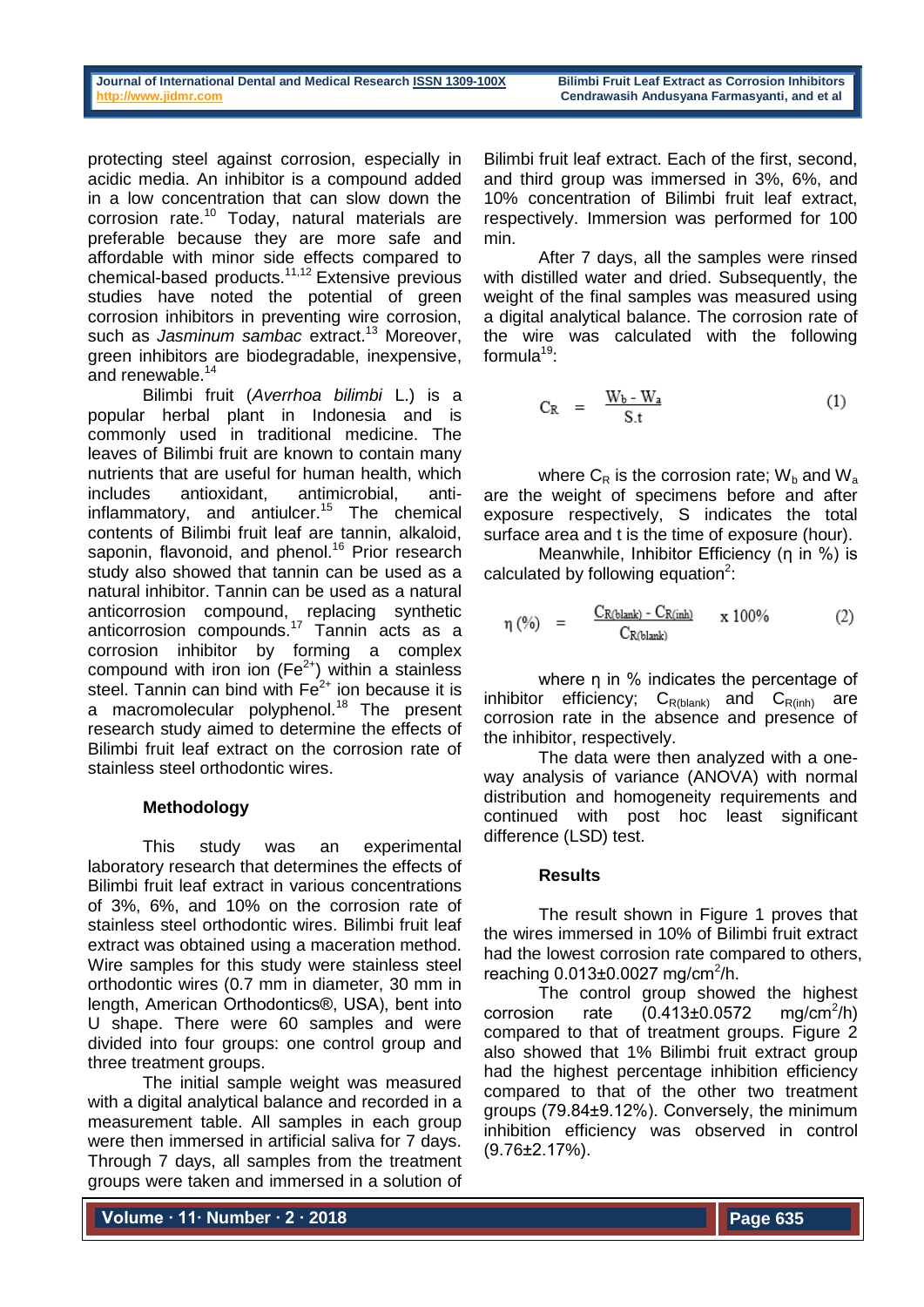protecting steel against corrosion, especially in acidic media. An inhibitor is a compound added in a low concentration that can slow down the corrosion rate.[10] Today, natural materials are preferable because they are more safe and affordable with minor side effects compared to chemical-based products.[11,12] Extensive previous studies have noted the potential of green corrosion inhibitors in preventing wire corrosion, such as *Jasminum sambac* extract.[13] Moreover, green inhibitors are biodegradable, inexpensive, and renewable.[14]

Bilimbi fruit (*Averrhoa bilimbi* L.) is a popular herbal plant in Indonesia and is commonly used in traditional medicine. The leaves of Bilimbi fruit are known to contain many nutrients that are useful for human health, which includes antioxidant, antimicrobial, anti-inflammatory, and antiulcer.[15] The chemical contents of Bilimbi fruit leaf are tannin, alkaloid, saponin, flavonoid, and phenol.[16] Prior research study also showed that tannin can be used as a natural inhibitor. Tannin can be used as a natural anticorrosion compound, replacing synthetic anticorrosion compounds.[17] Tannin acts as a corrosion inhibitor by forming a complex compound with iron ion ($Fe^{2+}$) within a stainless steel. Tannin can bind with $Fe^{2+}$ ion because it is a macromolecular polyphenol.[18] The present research study aimed to determine the effects of Bilimbi fruit leaf extract on the corrosion rate of stainless steel orthodontic wires.

## Methodology

This study was an experimental laboratory research that determines the effects of Bilimbi fruit leaf extract in various concentrations of 3%, 6%, and 10% on the corrosion rate of stainless steel orthodontic wires. Bilimbi fruit leaf extract was obtained using a maceration method. Wire samples for this study were stainless steel orthodontic wires (0.7 mm in diameter, 30 mm in length, American Orthodontics®, USA), bent into U shape. There were 60 samples and were divided into four groups: one control group and three treatment groups.

The initial sample weight was measured with a digital analytical balance and recorded in a measurement table. All samples in each group were then immersed in artificial saliva for 7 days. Through 7 days, all samples from the treatment groups were taken and immersed in a solution of Bilimbi fruit leaf extract. Each of the first, second, and third group was immersed in 3%, 6%, and 10% concentration of Bilimbi fruit leaf extract, respectively. Immersion was performed for 100 min.

After 7 days, all the samples were rinsed with distilled water and dried. Subsequently, the weight of the final samples was measured using a digital analytical balance. The corrosion rate of the wire was calculated with the following formula[19]:

$$C_R = \frac{W_b - W_a}{S.t} \qquad (1)$$

where $C_R$ is the corrosion rate; $W_b$ and $W_a$ are the weight of specimens before and after exposure respectively, S indicates the total surface area and t is the time of exposure (hour).

Meanwhile, Inhibitor Efficiency (η in %) is calculated by following equation[2]:

$$\eta\,(\%) = \frac{C_{R(blank)} - C_{R(inh)}}{C_{R(blank)}} \times 100\% \qquad (2)$$

where η in % indicates the percentage of inhibitor efficiency; $C_{R(blank)}$ and $C_{R(inh)}$ are corrosion rate in the absence and presence of the inhibitor, respectively.

The data were then analyzed with a one-way analysis of variance (ANOVA) with normal distribution and homogeneity requirements and continued with post hoc least significant difference (LSD) test.

## Results

The result shown in Figure 1 proves that the wires immersed in 10% of Bilimbi fruit extract had the lowest corrosion rate compared to others, reaching 0.013±0.0027 mg/cm$^2$/h.

The control group showed the highest corrosion rate (0.413±0.0572 mg/cm$^2$/h) compared to that of treatment groups. Figure 2 also showed that 1% Bilimbi fruit extract group had the highest percentage inhibition efficiency compared to that of the other two treatment groups (79.84±9.12%). Conversely, the minimum inhibition efficiency was observed in control (9.76±2.17%).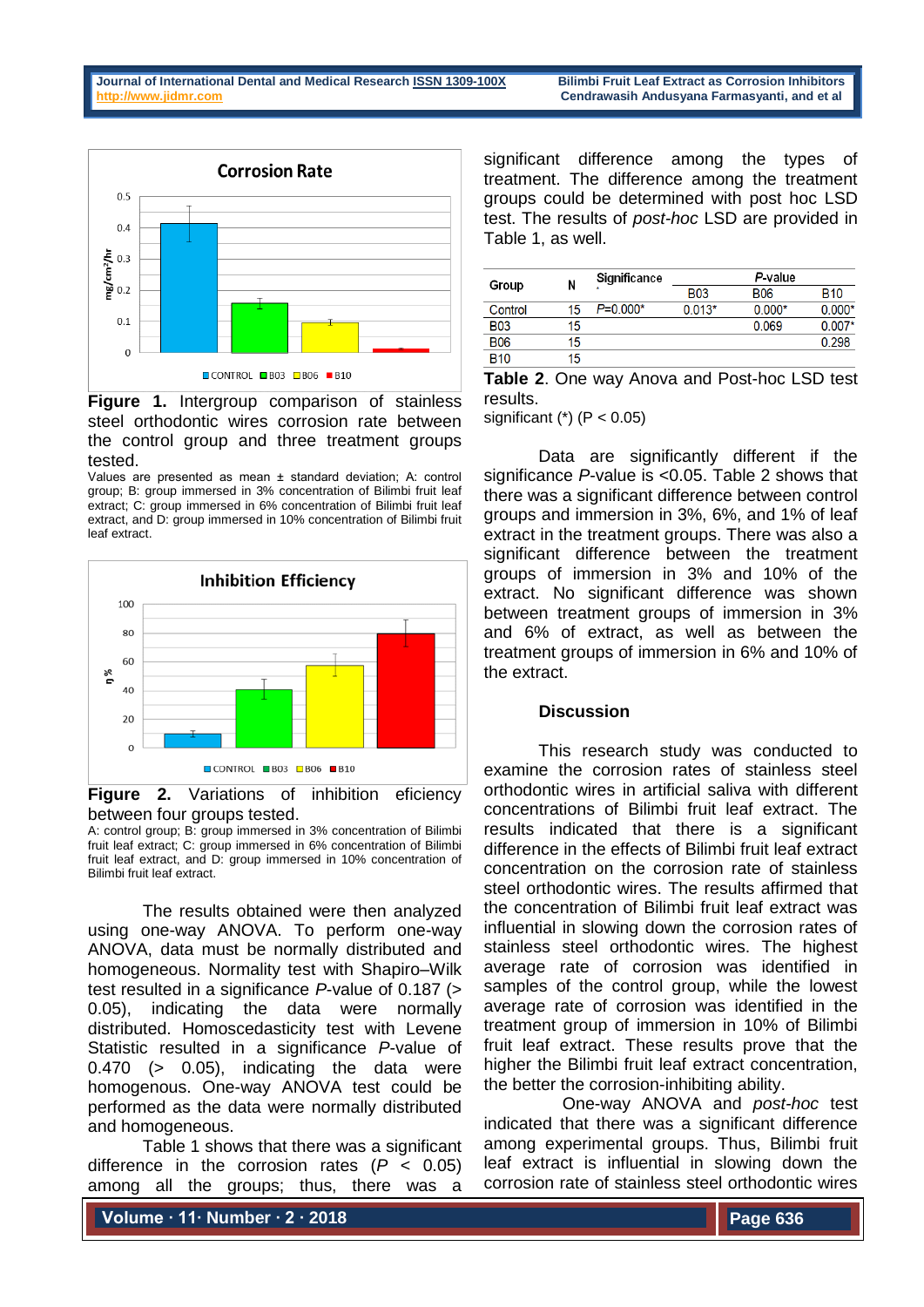**Figure 1.** Intergroup comparison of stainless steel orthodontic wires corrosion rate between the control group and three treatment groups tested.

Values are presented as mean ± standard deviation; A: control group; B: group immersed in 3% concentration of Bilimbi fruit leaf extract; C: group immersed in 6% concentration of Bilimbi fruit leaf extract, and D: group immersed in 10% concentration of Bilimbi fruit leaf extract.

**Figure 2.** Variations of inhibition eficiency between four groups tested.

A: control group; B: group immersed in 3% concentration of Bilimbi fruit leaf extract; C: group immersed in 6% concentration of Bilimbi fruit leaf extract, and D: group immersed in 10% concentration of Bilimbi fruit leaf extract.

The results obtained were then analyzed using one-way ANOVA. To perform one-way ANOVA, data must be normally distributed and homogeneous. Normality test with Shapiro–Wilk test resulted in a significance *P*-value of 0.187 (> 0.05), indicating the data were normally distributed. Homoscedasticity test with Levene Statistic resulted in a significance *P*-value of 0.470 (> 0.05), indicating the data were homogenous. One-way ANOVA test could be performed as the data were normally distributed and homogeneous.

Table 1 shows that there was a significant difference in the corrosion rates ($P < 0.05$) among all the groups; thus, there was a significant difference among the types of treatment. The difference among the treatment groups could be determined with post hoc LSD test. The results of *post-hoc* LSD are provided in Table 1, as well.

| Group | N | Significance | *P*-value | | |
|---|---|---|---|---|---|
| | | | B03 | B06 | B10 |
| Control | 15 | *P*=0.000* | 0.013* | 0.000* | 0.000* |
| B03 | 15 | | | 0.069 | 0.007* |
| B06 | 15 | | | | 0.298 |
| B10 | 15 | | | | |

**Table 2**. One way Anova and Post-hoc LSD test results.
significant (*) ($P < 0.05$)

Data are significantly different if the significance *P*-value is <0.05. Table 2 shows that there was a significant difference between control groups and immersion in 3%, 6%, and 1% of leaf extract in the treatment groups. There was also a significant difference between the treatment groups of immersion in 3% and 10% of the extract. No significant difference was shown between treatment groups of immersion in 3% and 6% of extract, as well as between the treatment groups of immersion in 6% and 10% of the extract.

## Discussion

This research study was conducted to examine the corrosion rates of stainless steel orthodontic wires in artificial saliva with different concentrations of Bilimbi fruit leaf extract. The results indicated that there is a significant difference in the effects of Bilimbi fruit leaf extract concentration on the corrosion rate of stainless steel orthodontic wires. The results affirmed that the concentration of Bilimbi fruit leaf extract was influential in slowing down the corrosion rates of stainless steel orthodontic wires. The highest average rate of corrosion was identified in samples of the control group, while the lowest average rate of corrosion was identified in the treatment group of immersion in 10% of Bilimbi fruit leaf extract. These results prove that the higher the Bilimbi fruit leaf extract concentration, the better the corrosion-inhibiting ability.

One-way ANOVA and *post-hoc* test indicated that there was a significant difference among experimental groups. Thus, Bilimbi fruit leaf extract is influential in slowing down the corrosion rate of stainless steel orthodontic wires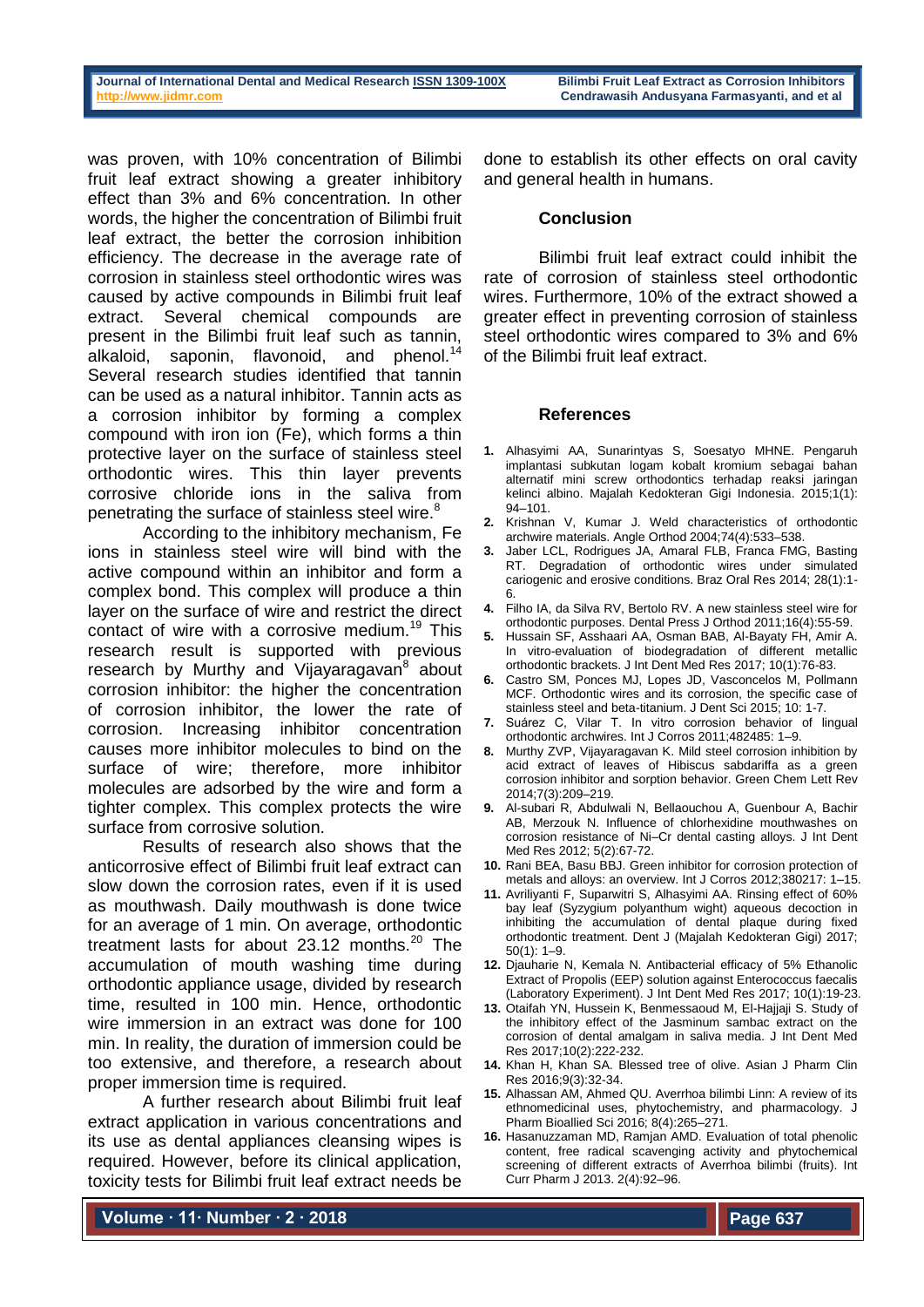was proven, with 10% concentration of Bilimbi fruit leaf extract showing a greater inhibitory effect than 3% and 6% concentration. In other words, the higher the concentration of Bilimbi fruit leaf extract, the better the corrosion inhibition efficiency. The decrease in the average rate of corrosion in stainless steel orthodontic wires was caused by active compounds in Bilimbi fruit leaf extract. Several chemical compounds are present in the Bilimbi fruit leaf such as tannin, alkaloid, saponin, flavonoid, and phenol.[14] Several research studies identified that tannin can be used as a natural inhibitor. Tannin acts as a corrosion inhibitor by forming a complex compound with iron ion (Fe), which forms a thin protective layer on the surface of stainless steel orthodontic wires. This thin layer prevents corrosive chloride ions in the saliva from penetrating the surface of stainless steel wire.[8]

According to the inhibitory mechanism, Fe ions in stainless steel wire will bind with the active compound within an inhibitor and form a complex bond. This complex will produce a thin layer on the surface of wire and restrict the direct contact of wire with a corrosive medium.[19] This research result is supported with previous research by Murthy and Vijayaragavan[8] about corrosion inhibitor: the higher the concentration of corrosion inhibitor, the lower the rate of corrosion. Increasing inhibitor concentration causes more inhibitor molecules to bind on the surface of wire; therefore, more inhibitor molecules are adsorbed by the wire and form a tighter complex. This complex protects the wire surface from corrosive solution.

Results of research also shows that the anticorrosive effect of Bilimbi fruit leaf extract can slow down the corrosion rates, even if it is used as mouthwash. Daily mouthwash is done twice for an average of 1 min. On average, orthodontic treatment lasts for about 23.12 months.[20] The accumulation of mouth washing time during orthodontic appliance usage, divided by research time, resulted in 100 min. Hence, orthodontic wire immersion in an extract was done for 100 min. In reality, the duration of immersion could be too extensive, and therefore, a research about proper immersion time is required.

A further research about Bilimbi fruit leaf extract application in various concentrations and its use as dental appliances cleansing wipes is required. However, before its clinical application, toxicity tests for Bilimbi fruit leaf extract needs be done to establish its other effects on oral cavity and general health in humans.

## Conclusion

Bilimbi fruit leaf extract could inhibit the rate of corrosion of stainless steel orthodontic wires. Furthermore, 10% of the extract showed a greater effect in preventing corrosion of stainless steel orthodontic wires compared to 3% and 6% of the Bilimbi fruit leaf extract.

## References

1. Alhasyimi AA, Sunarintyas S, Soesatyo MHNE. Pengaruh implantasi subkutan logam kobalt kromium sebagai bahan alternatif mini screw orthodontics terhadap reaksi jaringan kelinci albino. Majalah Kedokteran Gigi Indonesia. 2015;1(1): 94–101.
2. Krishnan V, Kumar J. Weld characteristics of orthodontic archwire materials. Angle Orthod 2004;74(4):533–538.
3. Jaber LCL, Rodrigues JA, Amaral FLB, Franca FMG, Basting RT. Degradation of orthodontic wires under simulated cariogenic and erosive conditions. Braz Oral Res 2014; 28(1):1-6.
4. Filho IA, da Silva RV, Bertolo RV. A new stainless steel wire for orthodontic purposes. Dental Press J Orthod 2011;16(4):55-59.
5. Hussain SF, Asshaari AA, Osman BAB, Al-Bayaty FH, Amir A. In vitro-evaluation of biodegradation of different metallic orthodontic brackets. J Int Dent Med Res 2017; 10(1):76-83.
6. Castro SM, Ponces MJ, Lopes JD, Vasconcelos M, Pollmann MCF. Orthodontic wires and its corrosion, the specific case of stainless steel and beta-titanium. J Dent Sci 2015; 10: 1-7.
7. Suárez C, Vilar T. In vitro corrosion behavior of lingual orthodontic archwires. Int J Corros 2011;482485: 1–9.
8. Murthy ZVP, Vijayaragavan K. Mild steel corrosion inhibition by acid extract of leaves of Hibiscus sabdariffa as a green corrosion inhibitor and sorption behavior. Green Chem Lett Rev 2014;7(3):209–219.
9. Al-subari R, Abdulwali N, Bellaouchou A, Guenbour A, Bachir AB, Merzouk N. Influence of chlorhexidine mouthwashes on corrosion resistance of Ni–Cr dental casting alloys. J Int Dent Med Res 2012; 5(2):67-72.
10. Rani BEA, Basu BBJ. Green inhibitor for corrosion protection of metals and alloys: an overview. Int J Corros 2012;380217: 1–15.
11. Avriliyanti F, Suparwitri S, Alhasyimi AA. Rinsing effect of 60% bay leaf (Syzygium polyanthum wight) aqueous decoction in inhibiting the accumulation of dental plaque during fixed orthodontic treatment. Dent J (Majalah Kedokteran Gigi) 2017; 50(1): 1–9.
12. Djauharie N, Kemala N. Antibacterial efficacy of 5% Ethanolic Extract of Propolis (EEP) solution against Enterococcus faecalis (Laboratory Experiment). J Int Dent Med Res 2017; 10(1):19-23.
13. Otaifah YN, Hussein K, Benmessaoud M, El-Hajjaji S. Study of the inhibitory effect of the Jasminum sambac extract on the corrosion of dental amalgam in saliva media. J Int Dent Med Res 2017;10(2):222-232.
14. Khan H, Khan SA. Blessed tree of olive. Asian J Pharm Clin Res 2016;9(3):32-34.
15. Alhassan AM, Ahmed QU. Averrhoa bilimbi Linn: A review of its ethnomedicinal uses, phytochemistry, and pharmacology. J Pharm Bioallied Sci 2016; 8(4):265–271.
16. Hasanuzzaman MD, Ramjan AMD. Evaluation of total phenolic content, free radical scavenging activity and phytochemical screening of different extracts of Averrhoa bilimbi (fruits). Int Curr Pharm J 2013. 2(4):92–96.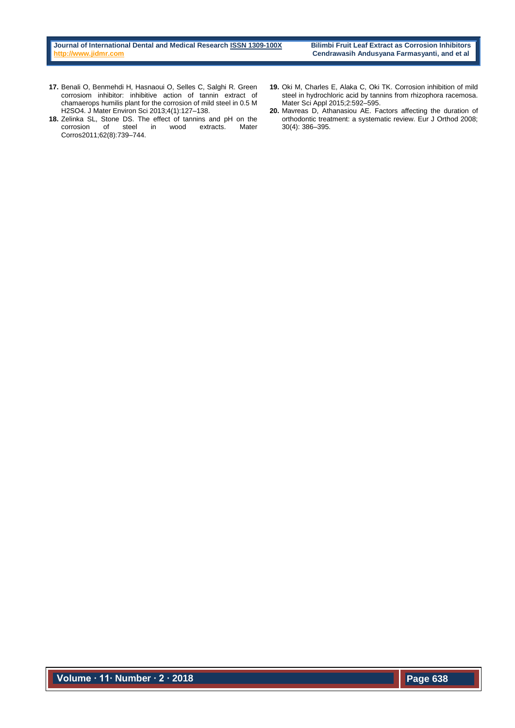17. Benali O, Benmehdi H, Hasnaoui O, Selles C, Salghi R. Green corrosiom inhibitor: inhibitive action of tannin extract of chamaerops humilis plant for the corrosion of mild steel in 0.5 M H2SO4. J Mater Environ Sci 2013;4(1):127–138.
18. Zelinka SL, Stone DS. The effect of tannins and pH on the corrosion of steel in wood extracts. Mater Corros2011;62(8):739–744.
19. Oki M, Charles E, Alaka C, Oki TK. Corrosion inhibition of mild steel in hydrochloric acid by tannins from rhizophora racemosa. Mater Sci Appl 2015;2:592–595.
20. Mavreas D, Athanasiou AE. Factors affecting the duration of orthodontic treatment: a systematic review. Eur J Orthod 2008; 30(4): 386–395.